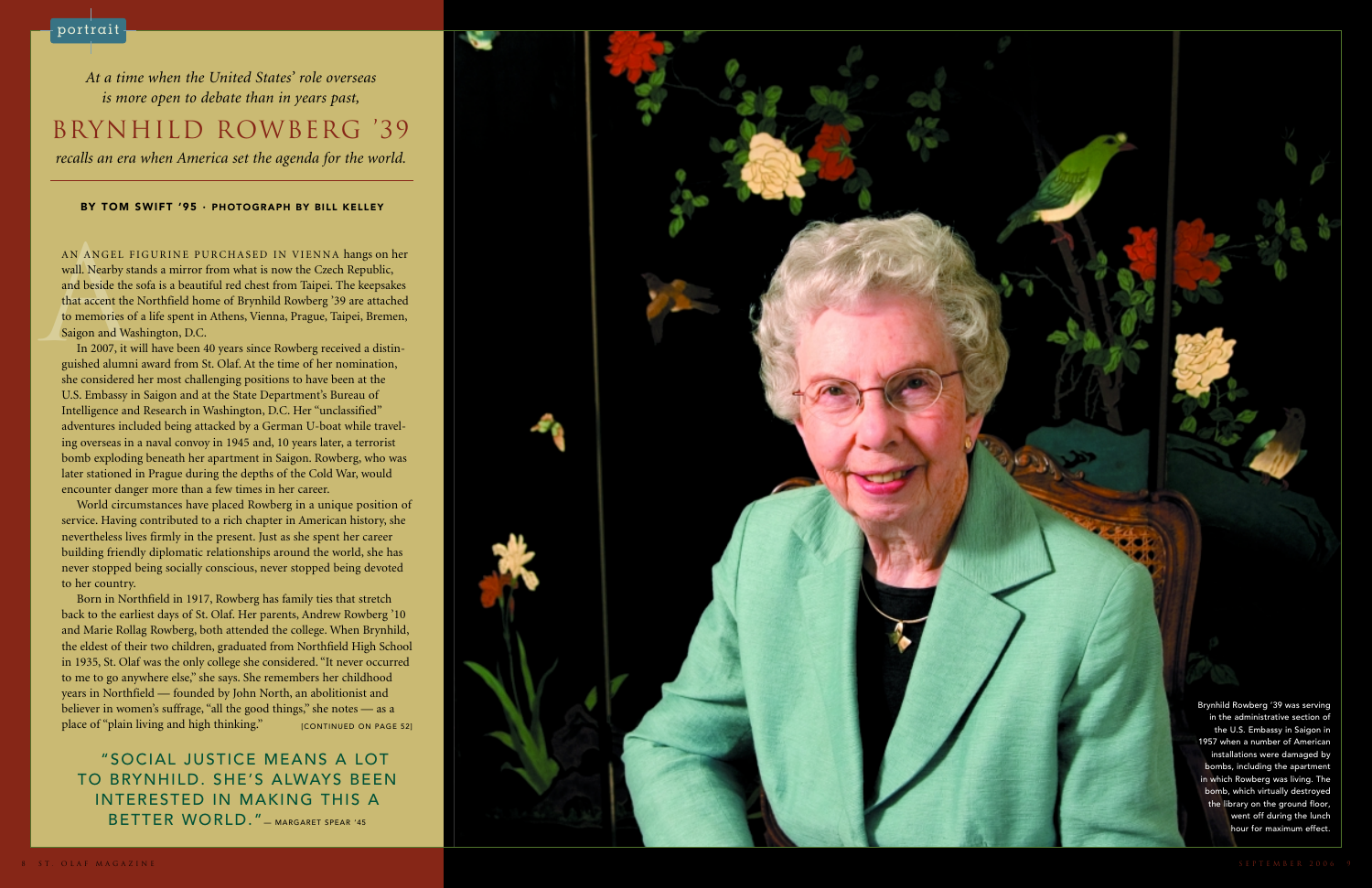portrait

*At a time when the United States' role overseas is more open to debate than in years past,*

# BRYNHILD ROWBERG '39

*recalls an era when America set the agenda for the world.*

**BY TOM SWIFT '95 · PHOTOGRAPH BY BILL KELLEY**

AN ANGEL FIGURINE PURCHASED IN VIENNA hangs on her wall. Nearby stands a mirror from what is now the Czech Republic, and beside the sofa is a beautiful red chest from Taipei. The keepsakes that accent the Northfield home of Brynhild Rowberg '39 are attached to memories of a life spent in Athens, Vienna, Prague, Taipei, Bremen, Saigon and Washington, D.C.

In 2007, it will have been 40 years since Rowberg received a distinguished alumni award from St. Olaf. At the time of her nomination, she considered her most challenging positions to have been at the U.S. Embassy in Saigon and at the State Department's Bureau of Intelligence and Research in Washington, D.C. Her "unclassified" adventures included being attacked by a German U-boat while traveling overseas in a naval convoy in 1945 and, 10 years later, a terrorist bomb exploding beneath her apartment in Saigon. Rowberg, who was later stationed in Prague during the depths of the Cold War, would encounter danger more than a few times in her career.

World circumstances have placed Rowberg in a unique position of service. Having contributed to a rich chapter in American history, she nevertheless lives firmly in the present. Just as she spent her career building friendly diplomatic relationships around the world, she has never stopped being socially conscious, never stopped being devoted to her country.

Born in Northfield in 1917, Rowberg has family ties that stretch back to the earliest days of St. Olaf. Her parents, Andrew Rowberg '10 and Marie Rollag Rowberg, both attended the college. When Brynhild, the eldest of their two children, graduated from Northfield High School in 1935, St. Olaf was the only college she considered. "It never occurred to me to go anywhere else," she says. She remembers her childhood years in Northfield — founded by John North, an abolitionist and believer in women's suffrage, "all the good things," she notes — as a place of "plain living and high thinking." [CONTINUED ON PAGE 52]

"SOCIAL JUSTICE MEANS A LOT TO BRYNHILD. SHE'S ALWAYS BEEN INTERESTED IN MAKING THIS A BETTER WORLD." — MARGARET SPEAR '45

Brynhild Rowberg '39 was serving in the administrative section of the U.S. Embassy in Saigon in 1957 when a number of American installations were damaged by bombs, including the apartment in which Rowberg was living. The bomb, which virtually destroyed the library on the ground floor, went off during the lunch hour for maximum effect.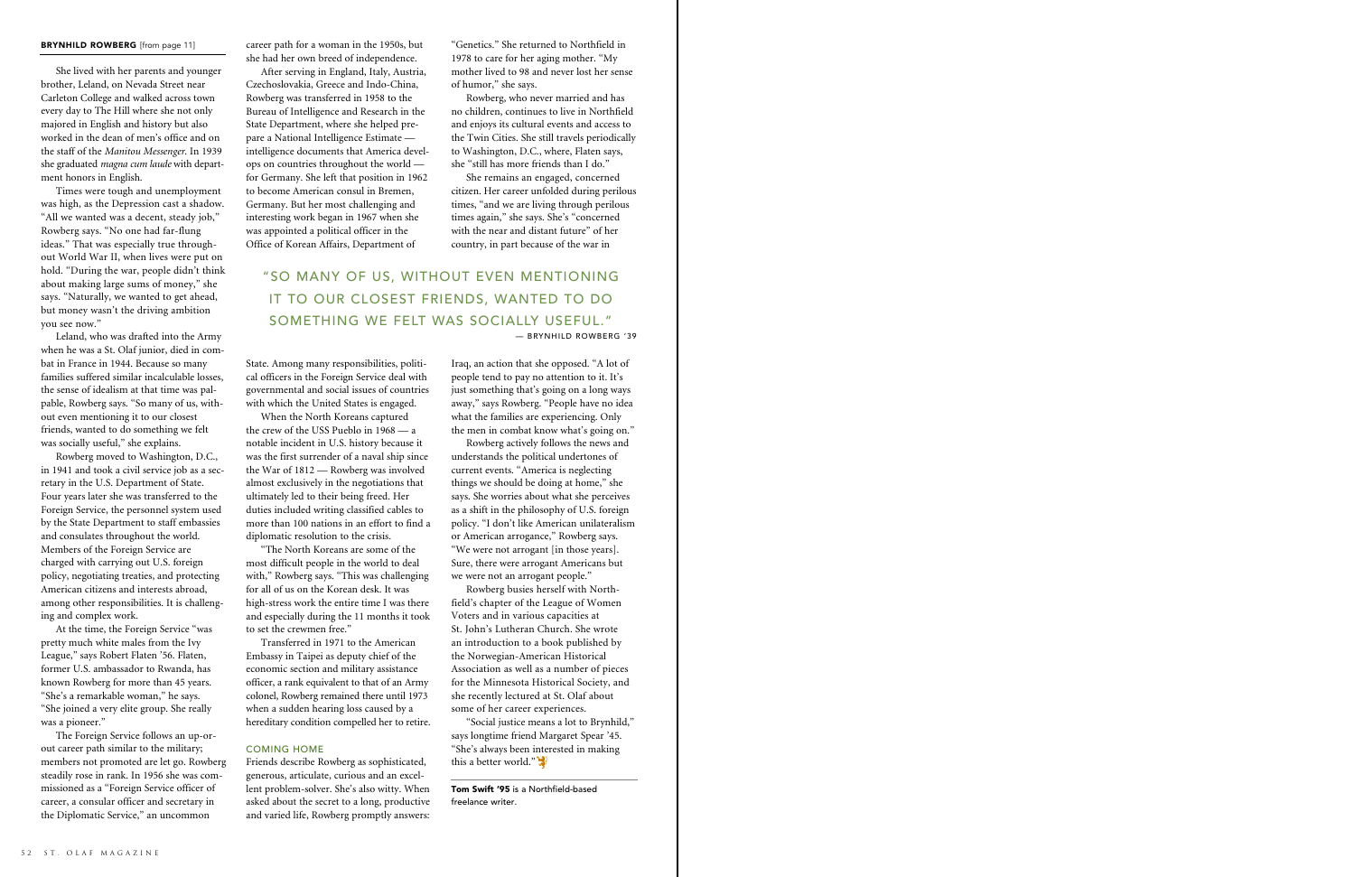**BRYNHILD ROWBERG** [from page 11]

She lived with her parents and younger brother, Leland, on Nevada Street near Carleton College and walked across town every day to The Hill where she not only majored in English and history but also worked in the dean of men's office and on the staff of the *Manitou Messenger*. In 1939 she graduated *magna cum laude* with department honors in English.

Times were tough and unemployment was high, as the Depression cast a shadow. "All we wanted was a decent, steady job," Rowberg says. "No one had far-flung ideas." That was especially true throughout World War II, when lives were put on hold. "During the war, people didn't think about making large sums of money," she says. "Naturally, we wanted to get ahead, but money wasn't the driving ambition you see now."

Leland, who was drafted into the Army when he was a St. Olaf junior, died in combat in France in 1944. Because so many families suffered similar incalculable losses, the sense of idealism at that time was palpable, Rowberg says. "So many of us, without even mentioning it to our closest friends, wanted to do something we felt was socially useful," she explains.

Rowberg moved to Washington, D.C., in 1941 and took a civil service job as a secretary in the U.S. Department of State. Four years later she was transferred to the Foreign Service, the personnel system used by the State Department to staff embassies and consulates throughout the world. Members of the Foreign Service are charged with carrying out U.S. foreign policy, negotiating treaties, and protecting American citizens and interests abroad, among other responsibilities. It is challenging and complex work.

At the time, the Foreign Service "was pretty much white males from the Ivy League," says Robert Flaten '56. Flaten, former U.S. ambassador to Rwanda, has known Rowberg for more than 45 years. "She's a remarkable woman," he says. "She joined a very elite group. She really was a pioneer."

The Foreign Service follows an up-or-out career path similar to the military; members not promoted are let go. Rowberg steadily rose in rank. In 1956 she was commissioned as a "Foreign Service officer of career, a consular officer and secretary in the Diplomatic Service," an uncommon career path for a woman in the 1950s, but she had her own breed of independence.

After serving in England, Italy, Austria, Czechoslovakia, Greece and Indo-China, Rowberg was transferred in 1958 to the Bureau of Intelligence and Research in the State Department, where she helped prepare a National Intelligence Estimate — intelligence documents that America develops on countries throughout the world — for Germany. She left that position in 1962 to become American consul in Bremen, Germany. But her most challenging and interesting work began in 1967 when she was appointed a political officer in the Office of Korean Affairs, Department of State. Among many responsibilities, political officers in the Foreign Service deal with governmental and social issues of countries with which the United States is engaged.

When the North Koreans captured the crew of the USS Pueblo in 1968 — a notable incident in U.S. history because it was the first surrender of a naval ship since the War of 1812 — Rowberg was involved almost exclusively in the negotiations that ultimately led to their being freed. Her duties included writing classified cables to more than 100 nations in an effort to find a diplomatic resolution to the crisis.

"The North Koreans are some of the most difficult people in the world to deal with," Rowberg says. "This was challenging for all of us on the Korean desk. It was high-stress work the entire time I was there and especially during the 11 months it took to set the crewmen free."

Transferred in 1971 to the American Embassy in Taipei as deputy chief of the economic section and military assistance officer, a rank equivalent to that of an Army colonel, Rowberg remained there until 1973 when a sudden hearing loss caused by a hereditary condition compelled her to retire.

## COMING HOME

Friends describe Rowberg as sophisticated, generous, articulate, curious and an excellent problem-solver. She's also witty. When asked about the secret to a long, productive and varied life, Rowberg promptly answers: "Genetics." She returned to Northfield in 1978 to care for her aging mother. "My mother lived to 98 and never lost her sense of humor," she says.

Rowberg, who never married and has no children, continues to live in Northfield and enjoys its cultural events and access to the Twin Cities. She still travels periodically to Washington, D.C., where, Flaten says, she "still has more friends than I do."

She remains an engaged, concerned citizen. Her career unfolded during perilous times, "and we are living through perilous times again," she says. She's "concerned with the near and distant future" of her country, in part because of the war in Iraq, an action that she opposed. "A lot of people tend to pay no attention to it. It's just something that's going on a long ways away," says Rowberg. "People have no idea what the families are experiencing. Only the men in combat know what's going on."

Rowberg actively follows the news and understands the political undertones of current events. "America is neglecting things we should be doing at home," she says. She worries about what she perceives as a shift in the philosophy of U.S. foreign policy. "I don't like American unilateralism or American arrogance," Rowberg says. "We were not arrogant [in those years]. Sure, there were arrogant Americans but we were not an arrogant people."

Rowberg busies herself with Northfield's chapter of the League of Women Voters and in various capacities at St. John's Lutheran Church. She wrote an introduction to a book published by the Norwegian-American Historical Association as well as a number of pieces for the Minnesota Historical Society, and she recently lectured at St. Olaf about some of her career experiences.

"Social justice means a lot to Brynhild," says longtime friend Margaret Spear '45. "She's always been interested in making this a better world."

> "SO MANY OF US, WITHOUT EVEN MENTIONING IT TO OUR CLOSEST FRIENDS, WANTED TO DO SOMETHING WE FELT WAS SOCIALLY USEFUL."
> — BRYNHILD ROWBERG '39

**Tom Swift '95** is a Northfield-based freelance writer.